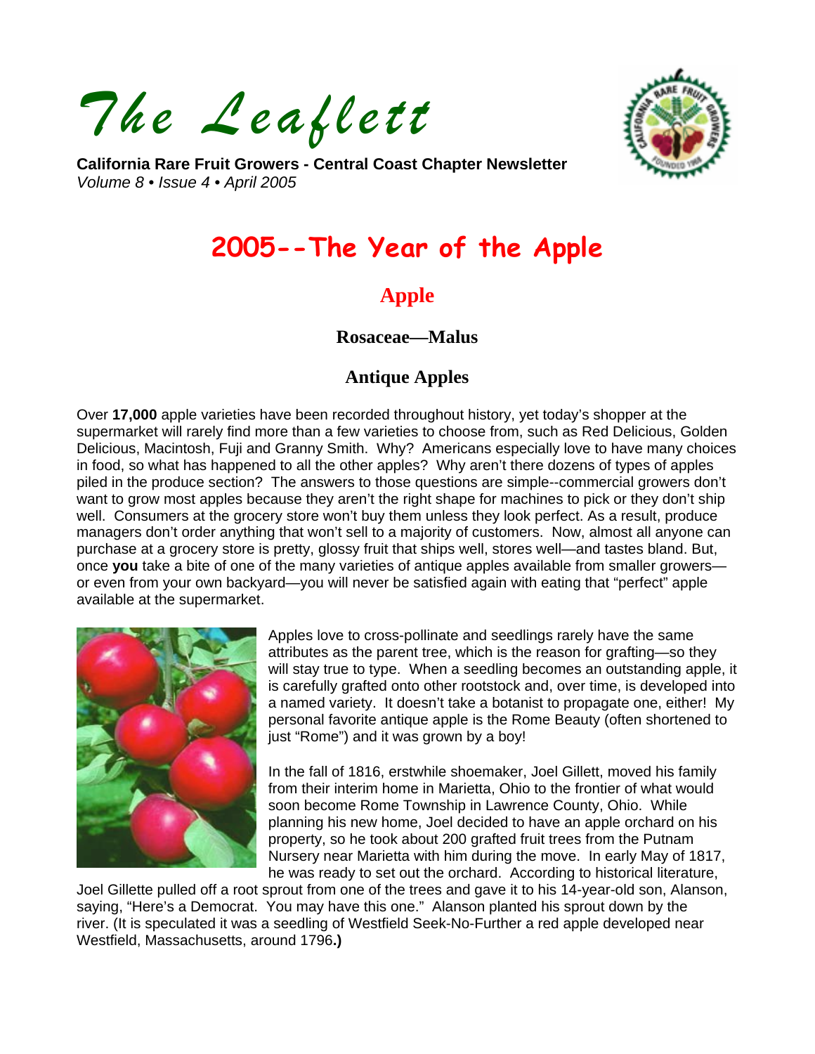# *The Leaflett*

**California Rare Fruit Growers - Central Coast Chapter Newsletter**
*Volume 8 • Issue 4 • April 2005*

# 2005--The Year of the Apple

## Apple

### Rosaceae—Malus

### Antique Apples

Over **17,000** apple varieties have been recorded throughout history, yet today's shopper at the supermarket will rarely find more than a few varieties to choose from, such as Red Delicious, Golden Delicious, Macintosh, Fuji and Granny Smith. Why? Americans especially love to have many choices in food, so what has happened to all the other apples? Why aren't there dozens of types of apples piled in the produce section? The answers to those questions are simple--commercial growers don't want to grow most apples because they aren't the right shape for machines to pick or they don't ship well. Consumers at the grocery store won't buy them unless they look perfect. As a result, produce managers don't order anything that won't sell to a majority of customers. Now, almost all anyone can purchase at a grocery store is pretty, glossy fruit that ships well, stores well—and tastes bland. But, once **you** take a bite of one of the many varieties of antique apples available from smaller growers—or even from your own backyard—you will never be satisfied again with eating that "perfect" apple available at the supermarket.

Apples love to cross-pollinate and seedlings rarely have the same attributes as the parent tree, which is the reason for grafting—so they will stay true to type. When a seedling becomes an outstanding apple, it is carefully grafted onto other rootstock and, over time, is developed into a named variety. It doesn't take a botanist to propagate one, either! My personal favorite antique apple is the Rome Beauty (often shortened to just "Rome") and it was grown by a boy!

In the fall of 1816, erstwhile shoemaker, Joel Gillett, moved his family from their interim home in Marietta, Ohio to the frontier of what would soon become Rome Township in Lawrence County, Ohio. While planning his new home, Joel decided to have an apple orchard on his property, so he took about 200 grafted fruit trees from the Putnam Nursery near Marietta with him during the move. In early May of 1817, he was ready to set out the orchard. According to historical literature, Joel Gillette pulled off a root sprout from one of the trees and gave it to his 14-year-old son, Alanson, saying, "Here's a Democrat. You may have this one." Alanson planted his sprout down by the river. (It is speculated it was a seedling of Westfield Seek-No-Further a red apple developed near Westfield, Massachusetts, around 1796**.)**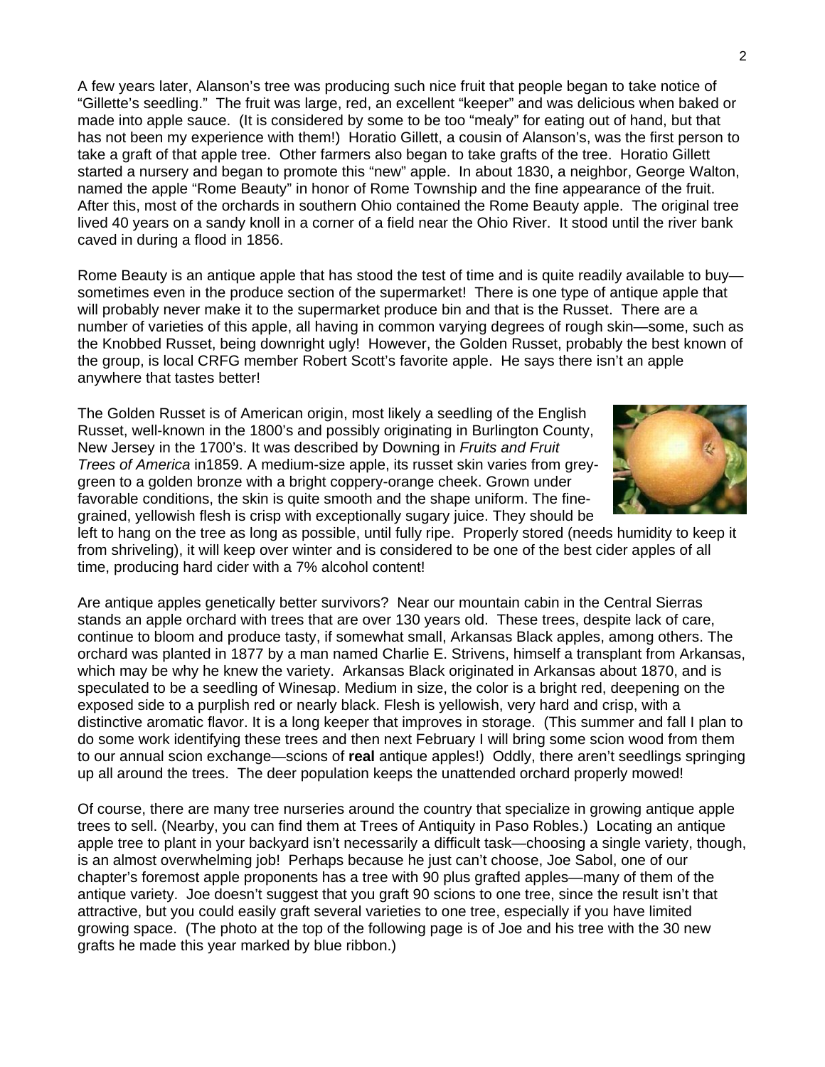A few years later, Alanson's tree was producing such nice fruit that people began to take notice of "Gillette's seedling." The fruit was large, red, an excellent "keeper" and was delicious when baked or made into apple sauce. (It is considered by some to be too "mealy" for eating out of hand, but that has not been my experience with them!) Horatio Gillett, a cousin of Alanson's, was the first person to take a graft of that apple tree. Other farmers also began to take grafts of the tree. Horatio Gillett started a nursery and began to promote this "new" apple. In about 1830, a neighbor, George Walton, named the apple "Rome Beauty" in honor of Rome Township and the fine appearance of the fruit. After this, most of the orchards in southern Ohio contained the Rome Beauty apple. The original tree lived 40 years on a sandy knoll in a corner of a field near the Ohio River. It stood until the river bank caved in during a flood in 1856.

Rome Beauty is an antique apple that has stood the test of time and is quite readily available to buy—sometimes even in the produce section of the supermarket! There is one type of antique apple that will probably never make it to the supermarket produce bin and that is the Russet. There are a number of varieties of this apple, all having in common varying degrees of rough skin—some, such as the Knobbed Russet, being downright ugly! However, the Golden Russet, probably the best known of the group, is local CRFG member Robert Scott's favorite apple. He says there isn't an apple anywhere that tastes better!

The Golden Russet is of American origin, most likely a seedling of the English Russet, well-known in the 1800's and possibly originating in Burlington County, New Jersey in the 1700's. It was described by Downing in *Fruits and Fruit Trees of America* in1859. A medium-size apple, its russet skin varies from grey-green to a golden bronze with a bright coppery-orange cheek. Grown under favorable conditions, the skin is quite smooth and the shape uniform. The fine-grained, yellowish flesh is crisp with exceptionally sugary juice. They should be left to hang on the tree as long as possible, until fully ripe. Properly stored (needs humidity to keep it from shriveling), it will keep over winter and is considered to be one of the best cider apples of all time, producing hard cider with a 7% alcohol content!

Are antique apples genetically better survivors? Near our mountain cabin in the Central Sierras stands an apple orchard with trees that are over 130 years old. These trees, despite lack of care, continue to bloom and produce tasty, if somewhat small, Arkansas Black apples, among others. The orchard was planted in 1877 by a man named Charlie E. Strivens, himself a transplant from Arkansas, which may be why he knew the variety. Arkansas Black originated in Arkansas about 1870, and is speculated to be a seedling of Winesap. Medium in size, the color is a bright red, deepening on the exposed side to a purplish red or nearly black. Flesh is yellowish, very hard and crisp, with a distinctive aromatic flavor. It is a long keeper that improves in storage. (This summer and fall I plan to do some work identifying these trees and then next February I will bring some scion wood from them to our annual scion exchange—scions of **real** antique apples!) Oddly, there aren't seedlings springing up all around the trees. The deer population keeps the unattended orchard properly mowed!

Of course, there are many tree nurseries around the country that specialize in growing antique apple trees to sell. (Nearby, you can find them at Trees of Antiquity in Paso Robles.) Locating an antique apple tree to plant in your backyard isn't necessarily a difficult task—choosing a single variety, though, is an almost overwhelming job! Perhaps because he just can't choose, Joe Sabol, one of our chapter's foremost apple proponents has a tree with 90 plus grafted apples—many of them of the antique variety. Joe doesn't suggest that you graft 90 scions to one tree, since the result isn't that attractive, but you could easily graft several varieties to one tree, especially if you have limited growing space. (The photo at the top of the following page is of Joe and his tree with the 30 new grafts he made this year marked by blue ribbon.)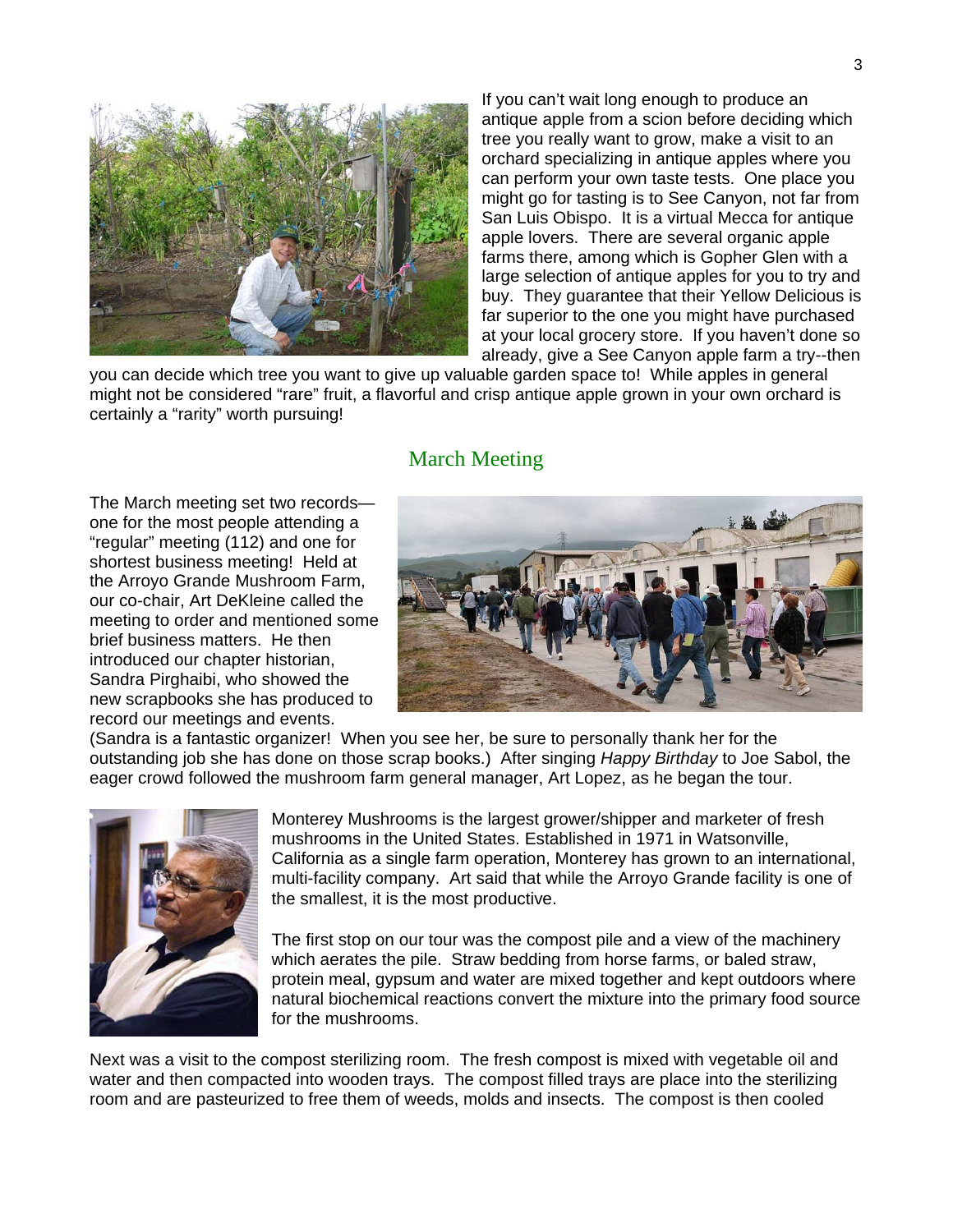If you can't wait long enough to produce an antique apple from a scion before deciding which tree you really want to grow, make a visit to an orchard specializing in antique apples where you can perform your own taste tests. One place you might go for tasting is to See Canyon, not far from San Luis Obispo. It is a virtual Mecca for antique apple lovers. There are several organic apple farms there, among which is Gopher Glen with a large selection of antique apples for you to try and buy. They guarantee that their Yellow Delicious is far superior to the one you might have purchased at your local grocery store. If you haven't done so already, give a See Canyon apple farm a try--then you can decide which tree you want to give up valuable garden space to! While apples in general might not be considered "rare" fruit, a flavorful and crisp antique apple grown in your own orchard is certainly a "rarity" worth pursuing!

## March Meeting

The March meeting set two records—one for the most people attending a "regular" meeting (112) and one for shortest business meeting! Held at the Arroyo Grande Mushroom Farm, our co-chair, Art DeKleine called the meeting to order and mentioned some brief business matters. He then introduced our chapter historian, Sandra Pirghaibi, who showed the new scrapbooks she has produced to record our meetings and events. (Sandra is a fantastic organizer! When you see her, be sure to personally thank her for the outstanding job she has done on those scrap books.) After singing *Happy Birthday* to Joe Sabol, the eager crowd followed the mushroom farm general manager, Art Lopez, as he began the tour.

Monterey Mushrooms is the largest grower/shipper and marketer of fresh mushrooms in the United States. Established in 1971 in Watsonville, California as a single farm operation, Monterey has grown to an international, multi-facility company. Art said that while the Arroyo Grande facility is one of the smallest, it is the most productive.

The first stop on our tour was the compost pile and a view of the machinery which aerates the pile. Straw bedding from horse farms, or baled straw, protein meal, gypsum and water are mixed together and kept outdoors where natural biochemical reactions convert the mixture into the primary food source for the mushrooms.

Next was a visit to the compost sterilizing room. The fresh compost is mixed with vegetable oil and water and then compacted into wooden trays. The compost filled trays are place into the sterilizing room and are pasteurized to free them of weeds, molds and insects. The compost is then cooled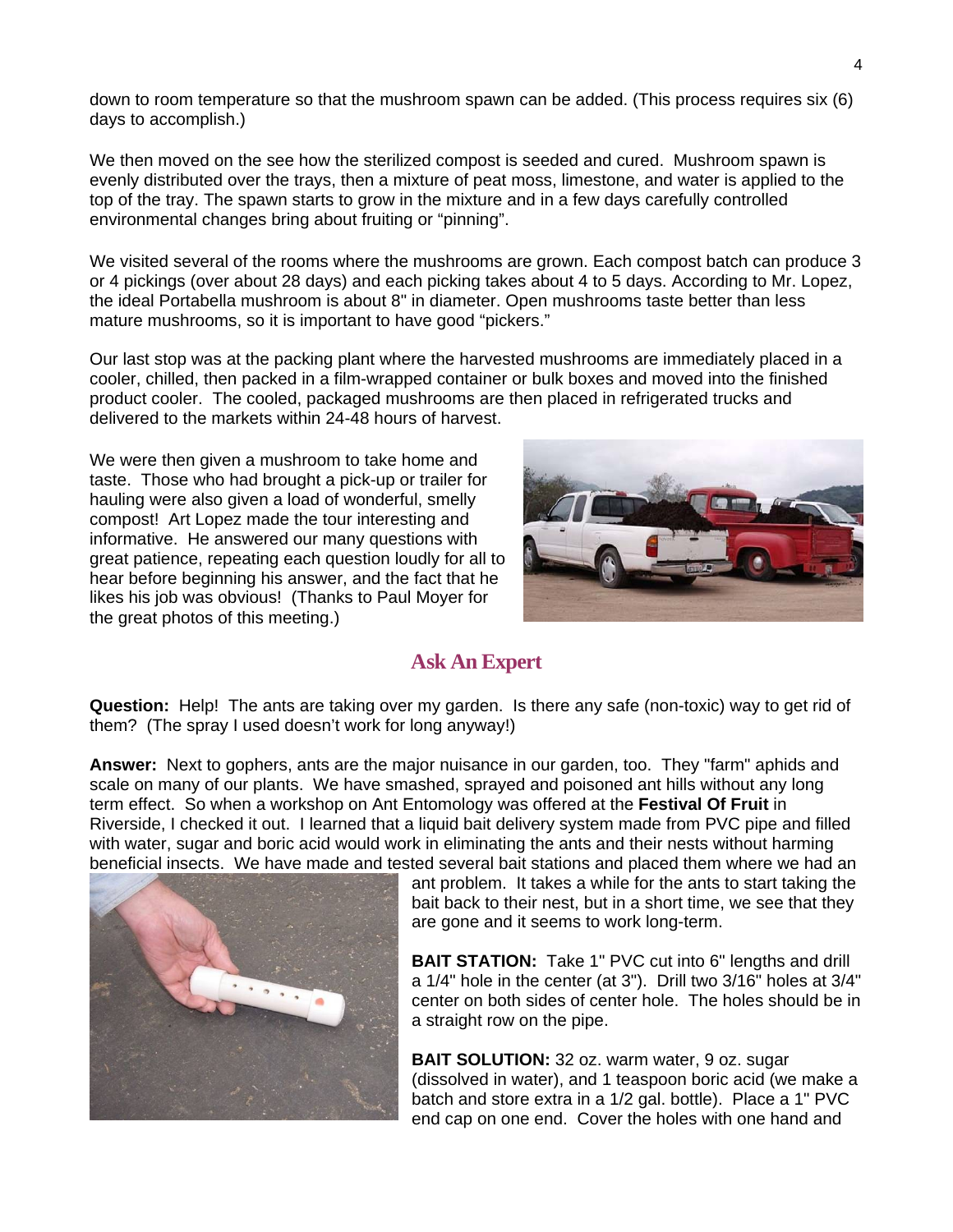down to room temperature so that the mushroom spawn can be added. (This process requires six (6) days to accomplish.)

We then moved on the see how the sterilized compost is seeded and cured. Mushroom spawn is evenly distributed over the trays, then a mixture of peat moss, limestone, and water is applied to the top of the tray. The spawn starts to grow in the mixture and in a few days carefully controlled environmental changes bring about fruiting or "pinning".

We visited several of the rooms where the mushrooms are grown. Each compost batch can produce 3 or 4 pickings (over about 28 days) and each picking takes about 4 to 5 days. According to Mr. Lopez, the ideal Portabella mushroom is about 8" in diameter. Open mushrooms taste better than less mature mushrooms, so it is important to have good "pickers."

Our last stop was at the packing plant where the harvested mushrooms are immediately placed in a cooler, chilled, then packed in a film-wrapped container or bulk boxes and moved into the finished product cooler. The cooled, packaged mushrooms are then placed in refrigerated trucks and delivered to the markets within 24-48 hours of harvest.

We were then given a mushroom to take home and taste. Those who had brought a pick-up or trailer for hauling were also given a load of wonderful, smelly compost! Art Lopez made the tour interesting and informative. He answered our many questions with great patience, repeating each question loudly for all to hear before beginning his answer, and the fact that he likes his job was obvious! (Thanks to Paul Moyer for the great photos of this meeting.)

## Ask An Expert

**Question:** Help! The ants are taking over my garden. Is there any safe (non-toxic) way to get rid of them? (The spray I used doesn't work for long anyway!)

**Answer:** Next to gophers, ants are the major nuisance in our garden, too. They "farm" aphids and scale on many of our plants. We have smashed, sprayed and poisoned ant hills without any long term effect. So when a workshop on Ant Entomology was offered at the **Festival Of Fruit** in Riverside, I checked it out. I learned that a liquid bait delivery system made from PVC pipe and filled with water, sugar and boric acid would work in eliminating the ants and their nests without harming beneficial insects. We have made and tested several bait stations and placed them where we had an ant problem. It takes a while for the ants to start taking the bait back to their nest, but in a short time, we see that they are gone and it seems to work long-term.

**BAIT STATION:** Take 1" PVC cut into 6" lengths and drill a 1/4" hole in the center (at 3"). Drill two 3/16" holes at 3/4" center on both sides of center hole. The holes should be in a straight row on the pipe.

**BAIT SOLUTION:** 32 oz. warm water, 9 oz. sugar (dissolved in water), and 1 teaspoon boric acid (we make a batch and store extra in a 1/2 gal. bottle). Place a 1" PVC end cap on one end. Cover the holes with one hand and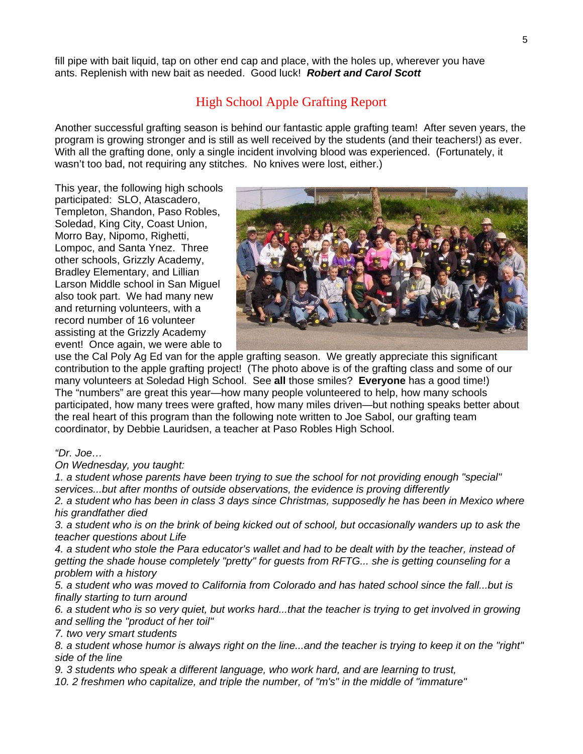fill pipe with bait liquid, tap on other end cap and place, with the holes up, wherever you have ants. Replenish with new bait as needed. Good luck! ***Robert and Carol Scott***

## High School Apple Grafting Report

Another successful grafting season is behind our fantastic apple grafting team! After seven years, the program is growing stronger and is still as well received by the students (and their teachers!) as ever. With all the grafting done, only a single incident involving blood was experienced. (Fortunately, it wasn't too bad, not requiring any stitches. No knives were lost, either.)

This year, the following high schools participated: SLO, Atascadero, Templeton, Shandon, Paso Robles, Soledad, King City, Coast Union, Morro Bay, Nipomo, Righetti, Lompoc, and Santa Ynez. Three other schools, Grizzly Academy, Bradley Elementary, and Lillian Larson Middle school in San Miguel also took part. We had many new and returning volunteers, with a record number of 16 volunteer assisting at the Grizzly Academy event! Once again, we were able to use the Cal Poly Ag Ed van for the apple grafting season. We greatly appreciate this significant contribution to the apple grafting project! (The photo above is of the grafting class and some of our many volunteers at Soledad High School. See **all** those smiles? **Everyone** has a good time!) The "numbers" are great this year—how many people volunteered to help, how many schools participated, how many trees were grafted, how many miles driven—but nothing speaks better about the real heart of this program than the following note written to Joe Sabol, our grafting team coordinator, by Debbie Lauridsen, a teacher at Paso Robles High School.

*"Dr. Joe…*

*On Wednesday, you taught:*

*1. a student whose parents have been trying to sue the school for not providing enough "special" services...but after months of outside observations, the evidence is proving differently*

*2. a student who has been in class 3 days since Christmas, supposedly he has been in Mexico where his grandfather died*

*3. a student who is on the brink of being kicked out of school, but occasionally wanders up to ask the teacher questions about Life*

*4. a student who stole the Para educator's wallet and had to be dealt with by the teacher, instead of getting the shade house completely "pretty" for guests from RFTG... she is getting counseling for a problem with a history*

*5. a student who was moved to California from Colorado and has hated school since the fall...but is finally starting to turn around*

*6. a student who is so very quiet, but works hard...that the teacher is trying to get involved in growing and selling the "product of her toil"*

*7. two very smart students*

*8. a student whose humor is always right on the line...and the teacher is trying to keep it on the "right" side of the line*

*9. 3 students who speak a different language, who work hard, and are learning to trust,*

*10. 2 freshmen who capitalize, and triple the number, of "m's" in the middle of "immature"*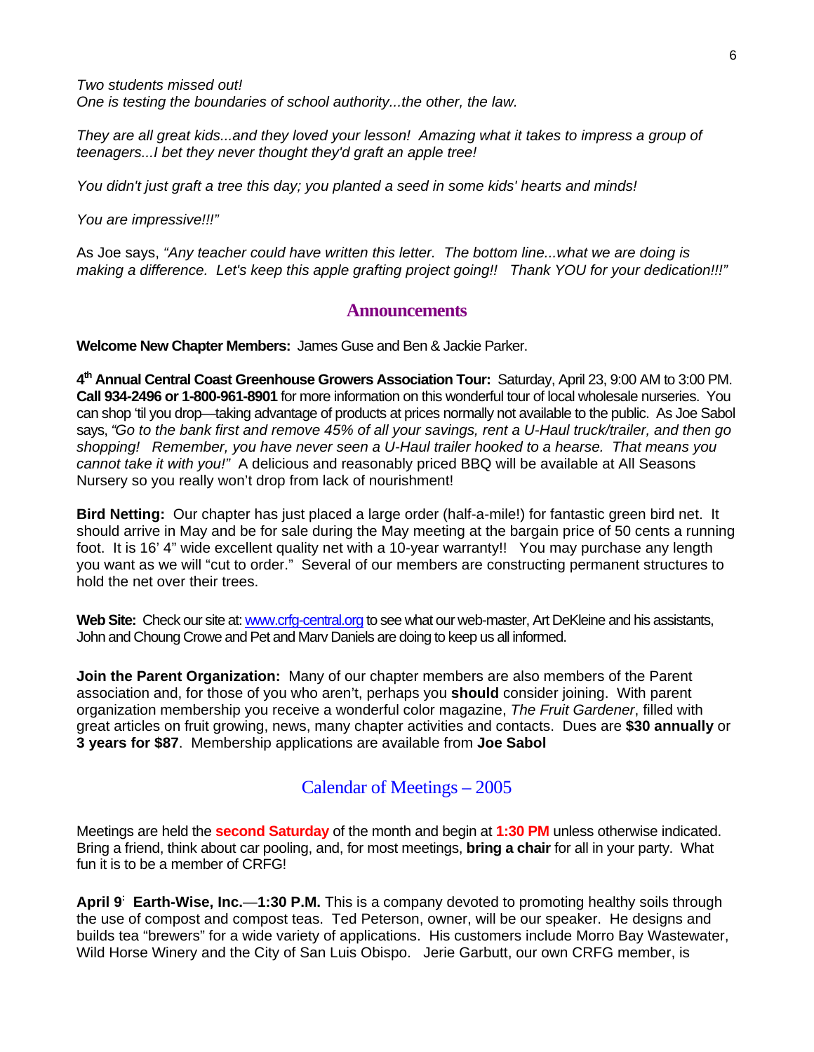*Two students missed out!*
*One is testing the boundaries of school authority...the other, the law.*

*They are all great kids...and they loved your lesson! Amazing what it takes to impress a group of teenagers...I bet they never thought they'd graft an apple tree!*

*You didn't just graft a tree this day; you planted a seed in some kids' hearts and minds!*

*You are impressive!!!"*

As Joe says, *"Any teacher could have written this letter. The bottom line...what we are doing is making a difference. Let's keep this apple grafting project going!! Thank YOU for your dedication!!!"*

## Announcements

**Welcome New Chapter Members:** James Guse and Ben & Jackie Parker.

**4th Annual Central Coast Greenhouse Growers Association Tour:** Saturday, April 23, 9:00 AM to 3:00 PM. **Call 934-2496 or 1-800-961-8901** for more information on this wonderful tour of local wholesale nurseries. You can shop 'til you drop—taking advantage of products at prices normally not available to the public. As Joe Sabol says, *"Go to the bank first and remove 45% of all your savings, rent a U-Haul truck/trailer, and then go shopping! Remember, you have never seen a U-Haul trailer hooked to a hearse. That means you cannot take it with you!"* A delicious and reasonably priced BBQ will be available at All Seasons Nursery so you really won't drop from lack of nourishment!

**Bird Netting:** Our chapter has just placed a large order (half-a-mile!) for fantastic green bird net. It should arrive in May and be for sale during the May meeting at the bargain price of 50 cents a running foot. It is 16' 4" wide excellent quality net with a 10-year warranty!! You may purchase any length you want as we will "cut to order." Several of our members are constructing permanent structures to hold the net over their trees.

**Web Site:** Check our site at: www.crfg-central.org to see what our web-master, Art DeKleine and his assistants, John and Choung Crowe and Pet and Marv Daniels are doing to keep us all informed.

**Join the Parent Organization:** Many of our chapter members are also members of the Parent association and, for those of you who aren't, perhaps you **should** consider joining. With parent organization membership you receive a wonderful color magazine, *The Fruit Gardener*, filled with great articles on fruit growing, news, many chapter activities and contacts. Dues are **$30 annually** or **3 years for $87**. Membership applications are available from **Joe Sabol**

## Calendar of Meetings – 2005

Meetings are held the **second Saturday** of the month and begin at **1:30 PM** unless otherwise indicated. Bring a friend, think about car pooling, and, for most meetings, **bring a chair** for all in your party. What fun it is to be a member of CRFG!

**April 9: Earth-Wise, Inc.—1:30 P.M.** This is a company devoted to promoting healthy soils through the use of compost and compost teas. Ted Peterson, owner, will be our speaker. He designs and builds tea "brewers" for a wide variety of applications. His customers include Morro Bay Wastewater, Wild Horse Winery and the City of San Luis Obispo. Jerie Garbutt, our own CRFG member, is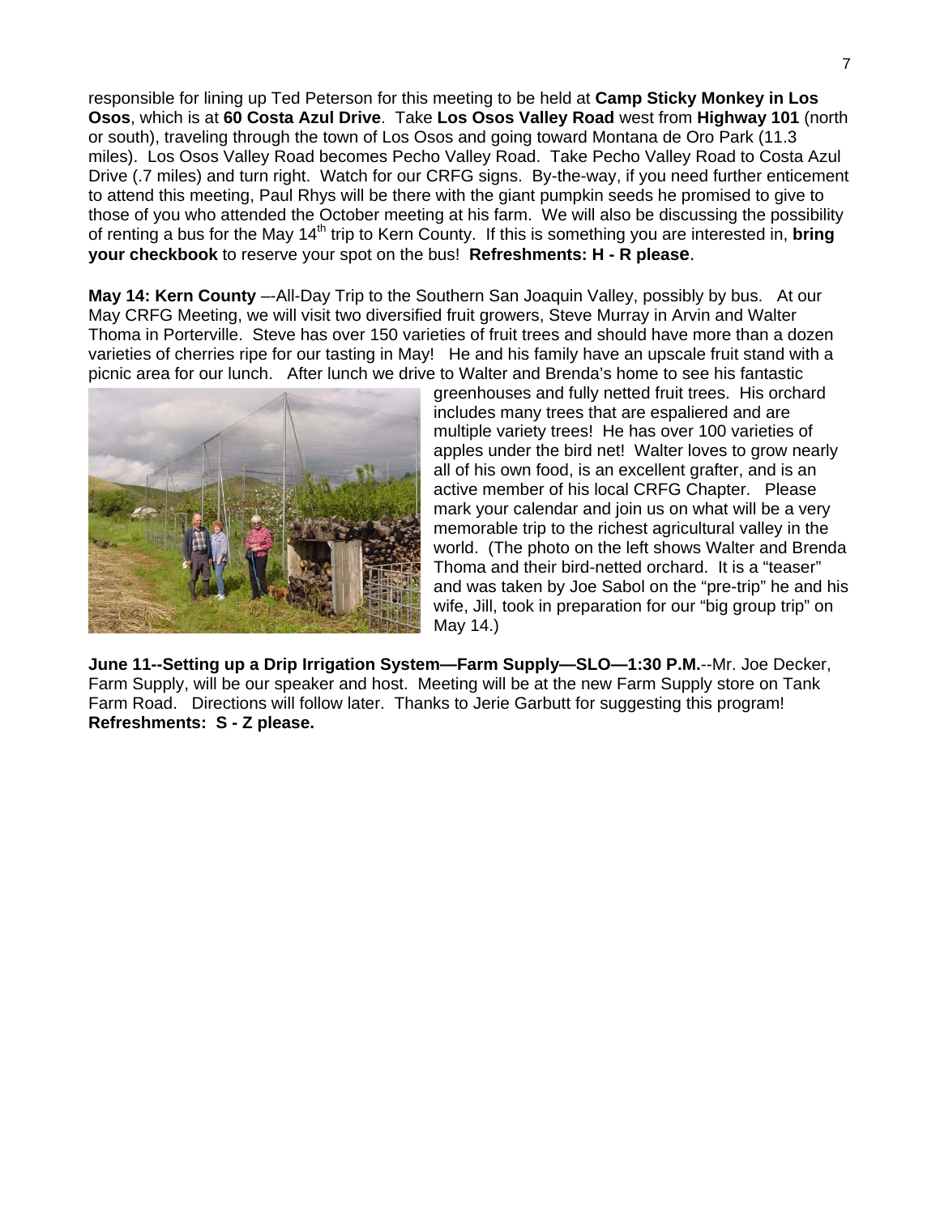responsible for lining up Ted Peterson for this meeting to be held at **Camp Sticky Monkey in Los Osos**, which is at **60 Costa Azul Drive**. Take **Los Osos Valley Road** west from **Highway 101** (north or south), traveling through the town of Los Osos and going toward Montana de Oro Park (11.3 miles). Los Osos Valley Road becomes Pecho Valley Road. Take Pecho Valley Road to Costa Azul Drive (.7 miles) and turn right. Watch for our CRFG signs. By-the-way, if you need further enticement to attend this meeting, Paul Rhys will be there with the giant pumpkin seeds he promised to give to those of you who attended the October meeting at his farm. We will also be discussing the possibility of renting a bus for the May 14th trip to Kern County. If this is something you are interested in, **bring your checkbook** to reserve your spot on the bus! **Refreshments: H - R please**.

**May 14: Kern County** –-All-Day Trip to the Southern San Joaquin Valley, possibly by bus. At our May CRFG Meeting, we will visit two diversified fruit growers, Steve Murray in Arvin and Walter Thoma in Porterville. Steve has over 150 varieties of fruit trees and should have more than a dozen varieties of cherries ripe for our tasting in May! He and his family have an upscale fruit stand with a picnic area for our lunch. After lunch we drive to Walter and Brenda's home to see his fantastic greenhouses and fully netted fruit trees. His orchard includes many trees that are espaliered and are multiple variety trees! He has over 100 varieties of apples under the bird net! Walter loves to grow nearly all of his own food, is an excellent grafter, and is an active member of his local CRFG Chapter. Please mark your calendar and join us on what will be a very memorable trip to the richest agricultural valley in the world. (The photo on the left shows Walter and Brenda Thoma and their bird-netted orchard. It is a "teaser" and was taken by Joe Sabol on the "pre-trip" he and his wife, Jill, took in preparation for our "big group trip" on May 14.)

**June 11--Setting up a Drip Irrigation System—Farm Supply—SLO—1:30 P.M.**--Mr. Joe Decker, Farm Supply, will be our speaker and host. Meeting will be at the new Farm Supply store on Tank Farm Road. Directions will follow later. Thanks to Jerie Garbutt for suggesting this program! **Refreshments: S - Z please.**